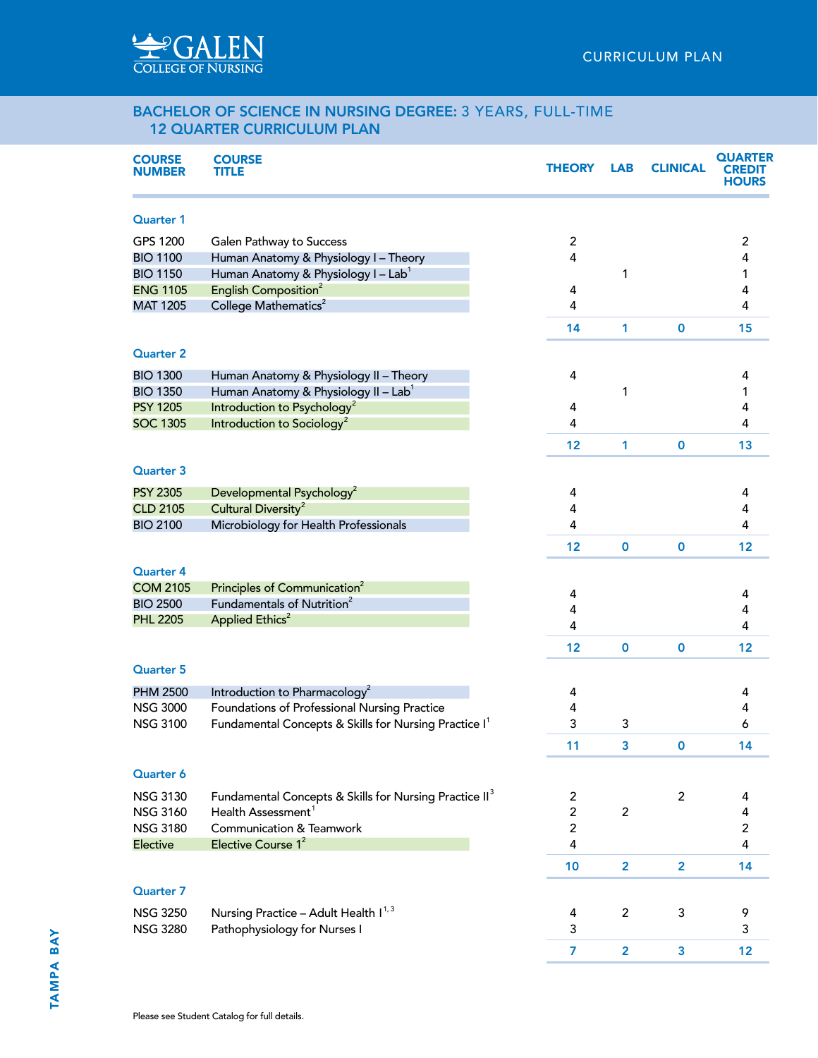# GALEN COLLEGE OF NURSING

CURRICULUM PLAN

## BACHELOR OF SCIENCE IN NURSING DEGREE: 3 YEARS, FULL-TIME
## 12 QUARTER CURRICULUM PLAN

| COURSE NUMBER | COURSE TITLE | THEORY | LAB | CLINICAL | QUARTER CREDIT HOURS |
|---|---|---|---|---|---|
| **Quarter 1** | | | | | |
| GPS 1200 | Galen Pathway to Success | 2 | | | 2 |
| BIO 1100 | Human Anatomy & Physiology I – Theory | 4 | | | 4 |
| BIO 1150 | Human Anatomy & Physiology I – Lab[1] | | 1 | | 1 |
| ENG 1105 | English Composition[2] | 4 | | | 4 |
| MAT 1205 | College Mathematics[2] | 4 | | | 4 |
| | | **14** | **1** | **0** | **15** |
| **Quarter 2** | | | | | |
| BIO 1300 | Human Anatomy & Physiology II – Theory | 4 | | | 4 |
| BIO 1350 | Human Anatomy & Physiology II – Lab[1] | | 1 | | 1 |
| PSY 1205 | Introduction to Psychology[2] | 4 | | | 4 |
| SOC 1305 | Introduction to Sociology[2] | 4 | | | 4 |
| | | **12** | **1** | **0** | **13** |
| **Quarter 3** | | | | | |
| PSY 2305 | Developmental Psychology[2] | 4 | | | 4 |
| CLD 2105 | Cultural Diversity[2] | 4 | | | 4 |
| BIO 2100 | Microbiology for Health Professionals | 4 | | | 4 |
| | | **12** | **0** | **0** | **12** |
| **Quarter 4** | | | | | |
| COM 2105 | Principles of Communication[2] | 4 | | | 4 |
| BIO 2500 | Fundamentals of Nutrition[2] | 4 | | | 4 |
| PHL 2205 | Applied Ethics[2] | 4 | | | 4 |
| | | **12** | **0** | **0** | **12** |
| **Quarter 5** | | | | | |
| PHM 2500 | Introduction to Pharmacology[2] | 4 | | | 4 |
| NSG 3000 | Foundations of Professional Nursing Practice | 4 | | | 4 |
| NSG 3100 | Fundamental Concepts & Skills for Nursing Practice I[1] | 3 | 3 | | 6 |
| | | **11** | **3** | **0** | **14** |
| **Quarter 6** | | | | | |
| NSG 3130 | Fundamental Concepts & Skills for Nursing Practice II[3] | 2 | | 2 | 4 |
| NSG 3160 | Health Assessment[1] | 2 | 2 | | 4 |
| NSG 3180 | Communication & Teamwork | 2 | | | 2 |
| Elective | Elective Course 1[2] | 4 | | | 4 |
| | | **10** | **2** | **2** | **14** |
| **Quarter 7** | | | | | |
| NSG 3250 | Nursing Practice – Adult Health I[1, 3] | 4 | 2 | 3 | 9 |
| NSG 3280 | Pathophysiology for Nurses I | 3 | | | 3 |
| | | **7** | **2** | **3** | **12** |

TAMPA BAY

Please see Student Catalog for full details.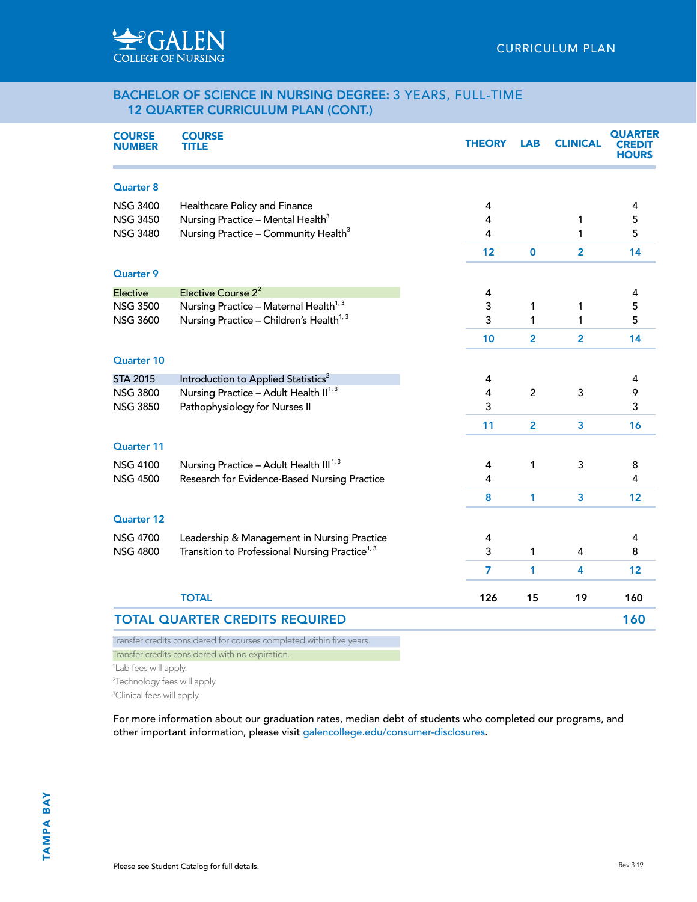# GALEN COLLEGE OF NURSING

CURRICULUM PLAN

## BACHELOR OF SCIENCE IN NURSING DEGREE: 3 YEARS, FULL-TIME
## 12 QUARTER CURRICULUM PLAN (CONT.)

| COURSE NUMBER | COURSE TITLE | THEORY | LAB | CLINICAL | QUARTER CREDIT HOURS |
|---|---|---|---|---|---|
| **Quarter 8** | | | | | |
| NSG 3400 | Healthcare Policy and Finance | 4 | | | 4 |
| NSG 3450 | Nursing Practice – Mental Health[3] | 4 | | 1 | 5 |
| NSG 3480 | Nursing Practice – Community Health[3] | 4 | | 1 | 5 |
| | | **12** | **0** | **2** | **14** |
| **Quarter 9** | | | | | |
| Elective | Elective Course 2[2] | 4 | | | 4 |
| NSG 3500 | Nursing Practice – Maternal Health[1, 3] | 3 | 1 | 1 | 5 |
| NSG 3600 | Nursing Practice – Children's Health[1, 3] | 3 | 1 | 1 | 5 |
| | | **10** | **2** | **2** | **14** |
| **Quarter 10** | | | | | |
| STA 2015 | Introduction to Applied Statistics[2] | 4 | | | 4 |
| NSG 3800 | Nursing Practice – Adult Health II[1, 3] | 4 | 2 | 3 | 9 |
| NSG 3850 | Pathophysiology for Nurses II | 3 | | | 3 |
| | | **11** | **2** | **3** | **16** |
| **Quarter 11** | | | | | |
| NSG 4100 | Nursing Practice – Adult Health III[1, 3] | 4 | 1 | 3 | 8 |
| NSG 4500 | Research for Evidence-Based Nursing Practice | 4 | | | 4 |
| | | **8** | **1** | **3** | **12** |
| **Quarter 12** | | | | | |
| NSG 4700 | Leadership & Management in Nursing Practice | 4 | | | 4 |
| NSG 4800 | Transition to Professional Nursing Practice[1, 3] | 3 | 1 | 4 | 8 |
| | | **7** | **1** | **4** | **12** |
| | **TOTAL** | **126** | **15** | **19** | **160** |
| **TOTAL QUARTER CREDITS REQUIRED** | | | | | **160** |

Transfer credits considered for courses completed within five years.

Transfer credits considered with no expiration.

[1]Lab fees will apply.

[2]Technology fees will apply.

[3]Clinical fees will apply.

For more information about our graduation rates, median debt of students who completed our programs, and other important information, please visit galencollege.edu/consumer-disclosures.

TAMPA BAY

Please see Student Catalog for full details.

Rev 3.19